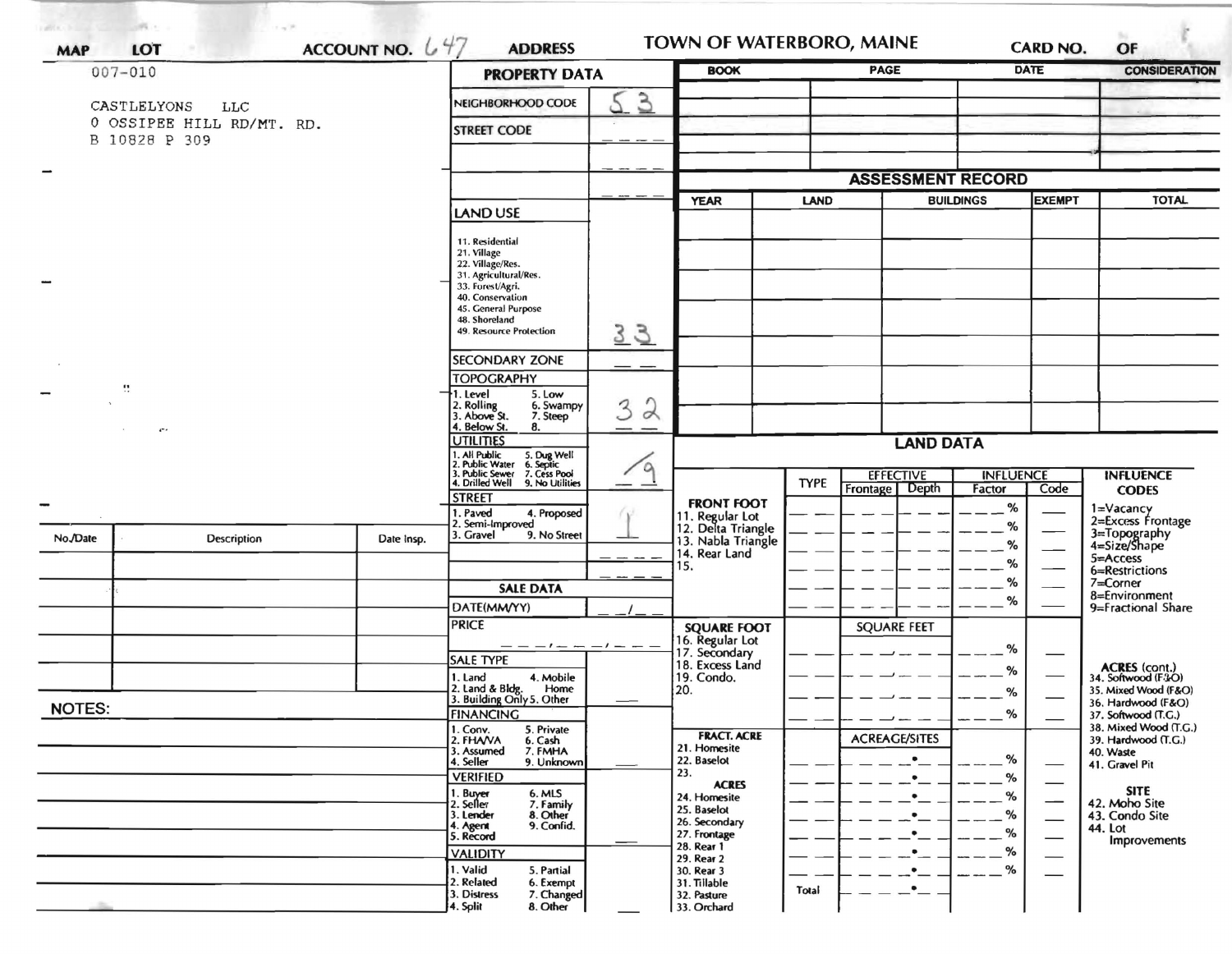**MAP** 007-010 **LOT** **ACCOUNT NO.** 647 **ADDRESS** **TOWN OF WATERBORO, MAINE** **CARD NO.** **OF**

CASTLELYONS LLC
0 OSSIPEE HILL RD/MT. RD.
B 10828 P 309

## PROPERTY DATA

| Field | Value |
|---|---|
| NEIGHBORHOOD CODE | 53 |
| STREET CODE | |
| LAND USE (11. Residential, 21. Village, 22. Village/Res., 31. Agricultural/Res., 33. Forest/Agri., 40. Conservation, 45. General Purpose, 48. Shoreland, 49. Resource Protection) | 33 |
| SECONDARY ZONE | |
| TOPOGRAPHY (1. Level, 2. Rolling, 3. Above St., 4. Below St., 5. Low, 6. Swampy, 7. Steep, 8.) | 3 2 |
| UTILITIES (1. All Public, 2. Public Water, 3. Public Sewer, 4. Drilled Well, 5. Dug Well, 6. Septic, 7. Cess Pool, 9. No Utilities) | 9 |
| STREET (1. Paved, 2. Semi-Improved, 3. Gravel, 4. Proposed, 9. No Street) | 1 |

## SALE DATA

| Field | Value |
|---|---|
| DATE(MM/YY) | |
| PRICE | |
| SALE TYPE (1. Land, 2. Land & Bldg., 3. Building Only, 4. Mobile Home, 5. Other) | |
| FINANCING (1. Conv., 2. FHA/VA, 3. Assumed, 4. Seller, 5. Private, 6. Cash, 7. FMHA, 9. Unknown) | |
| VERIFIED (1. Buyer, 2. Seller, 3. Lender, 4. Agent, 5. Record, 6. MLS, 7. Family, 8. Other, 9. Confid.) | |
| VALIDITY (1. Valid, 2. Related, 3. Distress, 4. Split, 5. Partial, 6. Exempt, 7. Changed, 8. Other) | |

| BOOK | PAGE | DATE | CONSIDERATION |
|---|---|---|---|
| | | | |

## ASSESSMENT RECORD

| YEAR | LAND | BUILDINGS | EXEMPT | TOTAL |
|---|---|---|---|---|
| | | | | |

## LAND DATA

| | TYPE | EFFECTIVE Frontage | EFFECTIVE Depth | INFLUENCE Factor | INFLUENCE Code |
|---|---|---|---|---|---|
| FRONT FOOT: 11. Regular Lot, 12. Delta Triangle, 13. Nabla Triangle, 14. Rear Land, 15. | | | | % | |
| SQUARE FOOT: 16. Regular Lot, 17. Secondary, 18. Excess Land, 19. Condo., 20. | | SQUARE FEET | | % | |
| FRACT. ACRE: 21. Homesite, 22. Baselot, 23. ACRES: 24. Homesite, 25. Baselot, 26. Secondary, 27. Frontage, 28. Rear 1, 29. Rear 2, 30. Rear 3, 31. Tillable, 32. Pasture, 33. Orchard | | ACREAGE/SITES | | % | |
| | Total | | | | |

**INFLUENCE CODES**
1=Vacancy
2=Excess Frontage
3=Topography
4=Size/Shape
5=Access
6=Restrictions
7=Corner
8=Environment
9=Fractional Share

**ACRES (cont.)**
34. Softwood (F&O)
35. Mixed Wood (F&O)
36. Hardwood (F&O)
37. Softwood (T.G.)
38. Mixed Wood (T.G.)
39. Hardwood (T.G.)
40. Waste
41. Gravel Pit

**SITE**
42. Moho Site
43. Condo Site
44. Lot Improvements

| No./Date | Description | Date Insp. |
|---|---|---|
| | | |

**NOTES:**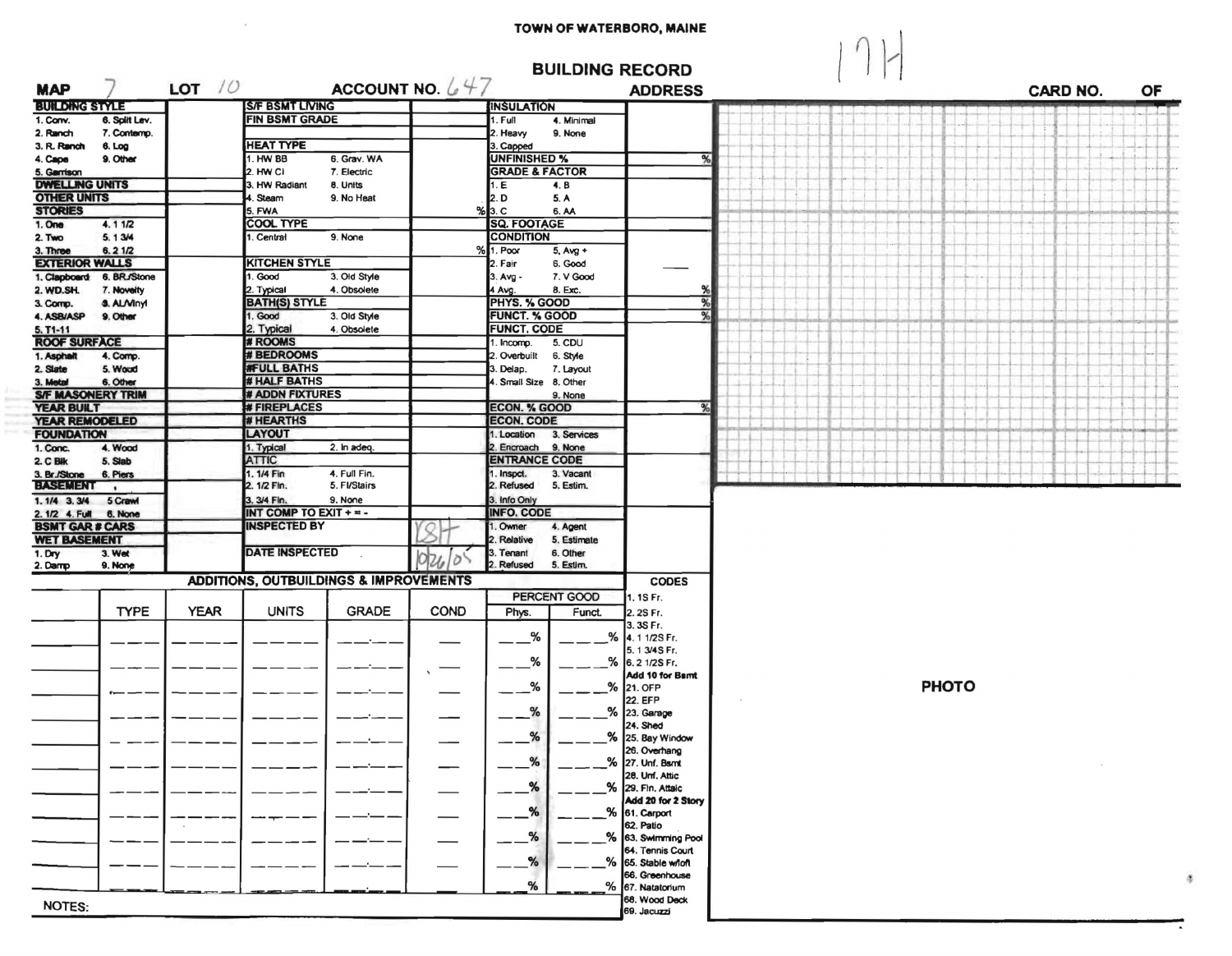# TOWN OF WATERBORO, MAINE

## BUILDING RECORD

17H

MAP 7 LOT 10 ACCOUNT NO. 647 ADDRESS CARD NO. OF

| | | | | | |
|---|---|---|---|---|---|
| **BUILDING STYLE** | | **S/F BSMT LIVING** | | **INSULATION** | |
| 1. Conv. 6. Split Lev. | | **FIN BSMT GRADE** | | 1. Full 4. Minimal | |
| 2. Ranch 7. Contemp. | | | | 2. Heavy 9. None | |
| 3. R. Ranch 8. Log | | **HEAT TYPE** | | 3. Capped | |
| 4. Cape 9. Other | | 1. HW BB 6. Grav. WA | | **UNFINISHED %** | % |
| 5. Garrison | | 2. HW CI 7. Electric | | **GRADE & FACTOR** | |
| **DWELLING UNITS** | | 3. HW Radiant 8. Units | | 1. E 4. B | |
| **OTHER UNITS** | | 4. Steam 9. No Heat | | 2. D 5. A | |
| **STORIES** | | 5. FWA | % | 3. C 6. AA | |
| 1. One 4. 1 1/2 | | **COOL TYPE** | | **SQ. FOOTAGE** | |
| 2. Two 5. 1 3/4 | | 1. Central 9. None | | **CONDITION** | |
| 3. Three 6. 2 1/2 | | | % | 1. Poor 5. Avg + | — |
| **EXTERIOR WALLS** | | **KITCHEN STYLE** | | 2. Fair 6. Good | |
| 1. Clapboard 6. BR./Stone | | 1. Good 3. Old Style | | 3. Avg - 7. V Good | |
| 2. WD.SH. 7. Novelty | | 2. Typical 4. Obsolete | | 4 Avg. 8. Exc. | % |
| 3. Comp. 8. AL/Vinyl | | **BATH(S) STYLE** | | **PHYS. % GOOD** | % |
| 4. ASB/ASP 9. Other | | 1. Good 3. Old Style | | **FUNCT. % GOOD** | % |
| 5. T1-11 | | 2. Typical 4. Obsolete | | **FUNCT. CODE** | |
| **ROOF SURFACE** | | **# ROOMS** | | 1. Incomp. 5. CDU | |
| 1. Asphalt 4. Comp. | | **# BEDROOMS** | | 2. Overbuilt 6. Style | |
| 2. Slate 5. Wood | | **#FULL BATHS** | | 3. Delap. 7. Layout | |
| 3. Metal 6. Other | | **# HALF BATHS** | | 4. Small Size 8. Other | |
| **S/F MASONERY TRIM** | | **# ADDN FIXTURES** | | 9. None | |
| **YEAR BUILT** | | **# FIREPLACES** | | **ECON. % GOOD** | % |
| **YEAR REMODELED** | | **# HEARTHS** | | **ECON. CODE** | |
| **FOUNDATION** | | **LAYOUT** | | 1. Location 3. Services | |
| 1. Conc. 4. Wood | | 1. Typical 2. In adeq. | | 2. Encroach 9. None | |
| 2. C Blk 5. Slab | | **ATTIC** | | **ENTRANCE CODE** | |
| 3. Br./Stone 6. Piers | | 1. 1/4 Fin 4. Full Fin. | | 1. Inspct. 3. Vacant | |
| **BASEMENT** | | 2. 1/2 Fin. 5. Fl/Stairs | | 2. Refused 5. Estim. | |
| 1. 1/4 3. 3/4 5 Crawl | | 3. 3/4 Fin. 9. None | | 3. Info Only | |
| 2. 1/2 4. Full 6. None | | **INT COMP TO EXIT + = -** | | **INFO. CODE** | |
| **BSMT GAR # CARS** | | **INSPECTED BY** | YSH | 1. Owner 4. Agent | |
| **WET BASEMENT** | | | | 2. Relative 5. Estimate | |
| 1. Dry 3. Wet | | **DATE INSPECTED** | 10/26/05 | 3. Tenant 6. Other | |
| 2. Damp 9. None | | | | 2. Refused 5. Estim. | |

### ADDITIONS, OUTBUILDINGS & IMPROVEMENTS

| | TYPE | YEAR | UNITS | GRADE | COND | PERCENT GOOD Phys. | PERCENT GOOD Funct. |
|---|---|---|---|---|---|---|---|
| | | | | | | % | % |
| | | | | | | % | % |
| | | | | | | % | % |
| | | | | | | % | % |
| | | | | | | % | % |
| | | | | | | % | % |
| | | | | | | % | % |
| | | | | | | % | % |
| | | | | | | % | % |
| | | | | | | % | % |
| | | | | | | % | % |

**CODES**
1. 1S Fr.
2. 2S Fr.
3. 3S Fr.
4. 1 1/2S Fr.
5. 1 3/4S Fr.
6. 2 1/2S Fr.
**Add 10 for Bsmt**
21. OFP
22. EFP
23. Garage
24. Shed
25. Bay Window
26. Overhang
27. Unf. Bsmt
28. Unf. Attic
29. Fin. Attaic
**Add 20 for 2 Story**
61. Carport
62. Patio
63. Swimming Pool
64. Tennis Court
65. Stable w/loft
66. Greenhouse
67. Natatorium
68. Wood Deck
69. Jacuzzi

NOTES:

PHOTO